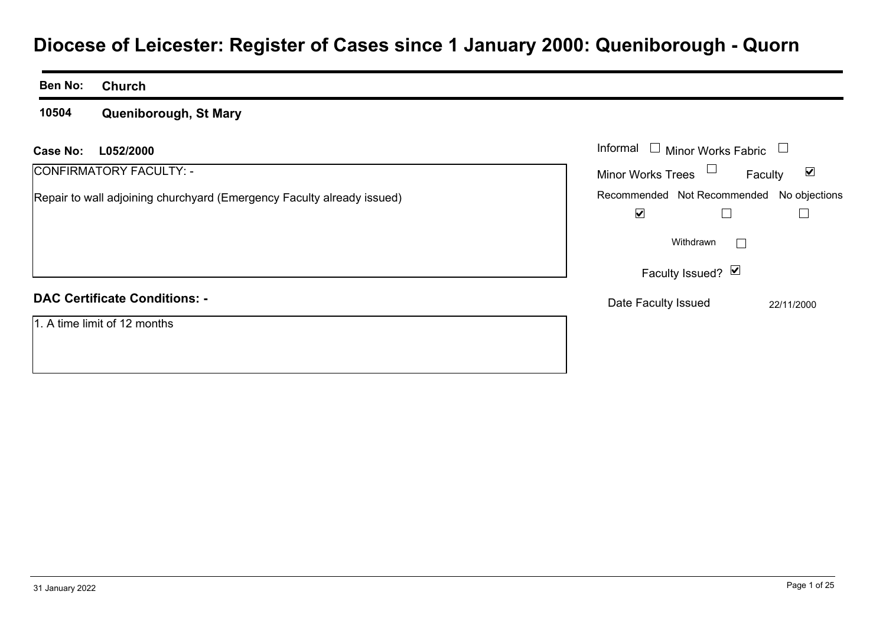# Diocese of Leicester: Register of Cases since 1 January 2000: Queniborough - Quorn

| Ben No: | Church |
| --- | --- |
| 10504 | Queniborough, St Mary |

**Case No:** L052/2000

CONFIRMATORY FACULTY: -

Repair to wall adjoining churchyard (Emergency Faculty already issued)

| Informal | Minor Works Fabric | Minor Works Trees | Faculty |
| --- | --- | --- | --- |
| ☐ | ☐ | ☐ | ☑ |

| Recommended | Not Recommended | No objections |
| --- | --- | --- |
| ☑ | ☐ | ☐ |

Withdrawn ☐

Faculty Issued? ☑

Date Faculty Issued: 22/11/2000

**DAC Certificate Conditions: -**

1. A time limit of 12 months

31 January 2022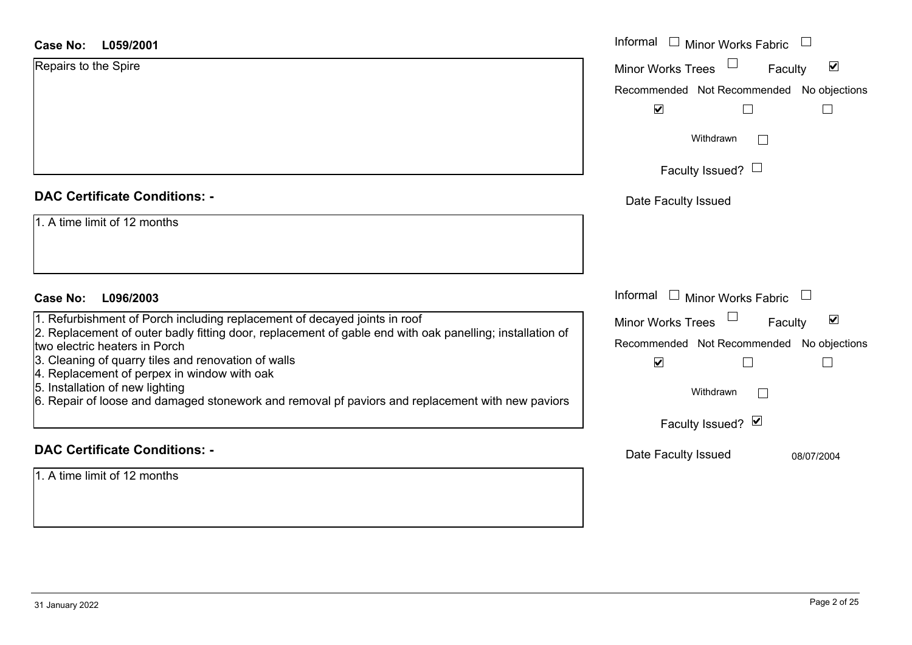**Case No: L059/2001**

Repairs to the Spire

Informal ☐ Minor Works Fabric ☐
Minor Works Trees ☐ Faculty ☑

| Recommended | Not Recommended | No objections |
|---|---|---|
| ☑ | ☐ | ☐ |

Withdrawn ☐

Faculty Issued? ☐

Date Faculty Issued

**DAC Certificate Conditions: -**

1. A time limit of 12 months

**Case No: L096/2003**

1. Refurbishment of Porch including replacement of decayed joints in roof
2. Replacement of outer badly fitting door, replacement of gable end with oak panelling; installation of two electric heaters in Porch
3. Cleaning of quarry tiles and renovation of walls
4. Replacement of perpex in window with oak
5. Installation of new lighting
6. Repair of loose and damaged stonework and removal pf paviors and replacement with new paviors

Informal ☐ Minor Works Fabric ☐
Minor Works Trees ☐ Faculty ☑

| Recommended | Not Recommended | No objections |
|---|---|---|
| ☑ | ☐ | ☐ |

Withdrawn ☐

Faculty Issued? ☑

Date Faculty Issued 08/07/2004

**DAC Certificate Conditions: -**

1. A time limit of 12 months

31 January 2022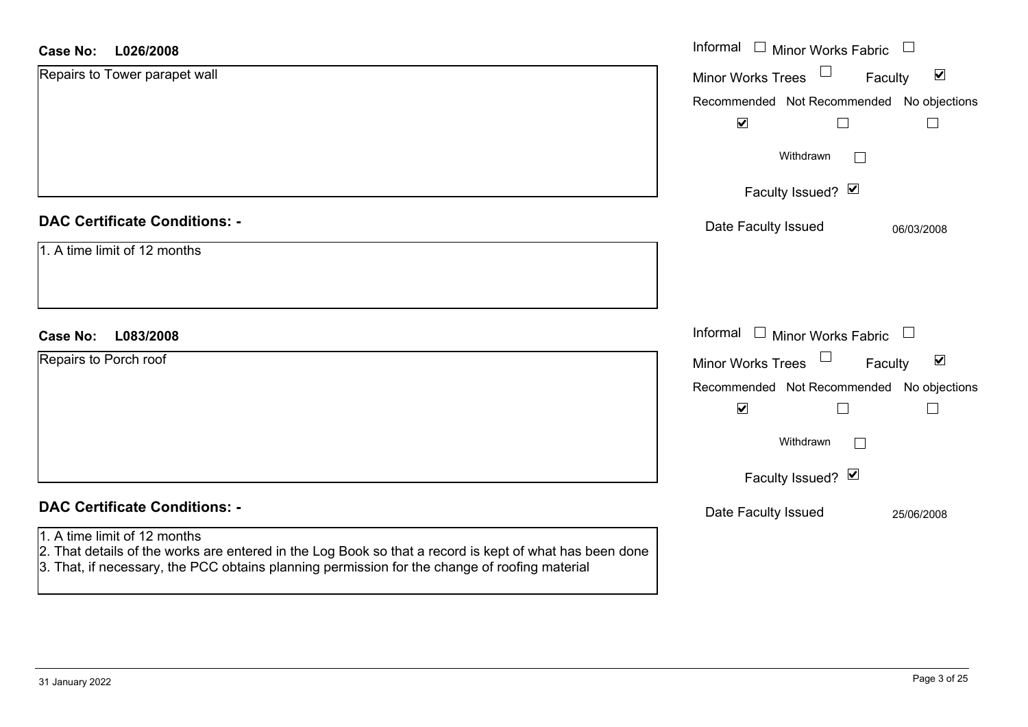**Case No: L026/2008**

Repairs to Tower parapet wall

Informal ☐ Minor Works Fabric ☐
Minor Works Trees ☐ Faculty ☑

| Recommended | Not Recommended | No objections |
|---|---|---|
| ☑ | ☐ | ☐ |

Withdrawn ☐

Faculty Issued? ☑

Date Faculty Issued 06/03/2008

## DAC Certificate Conditions: -

1. A time limit of 12 months

**Case No: L083/2008**

Repairs to Porch roof

Informal ☐ Minor Works Fabric ☐
Minor Works Trees ☐ Faculty ☑

| Recommended | Not Recommended | No objections |
|---|---|---|
| ☑ | ☐ | ☐ |

Withdrawn ☐

Faculty Issued? ☑

Date Faculty Issued 25/06/2008

## DAC Certificate Conditions: -

1. A time limit of 12 months
2. That details of the works are entered in the Log Book so that a record is kept of what has been done
3. That, if necessary, the PCC obtains planning permission for the change of roofing material

31 January 2022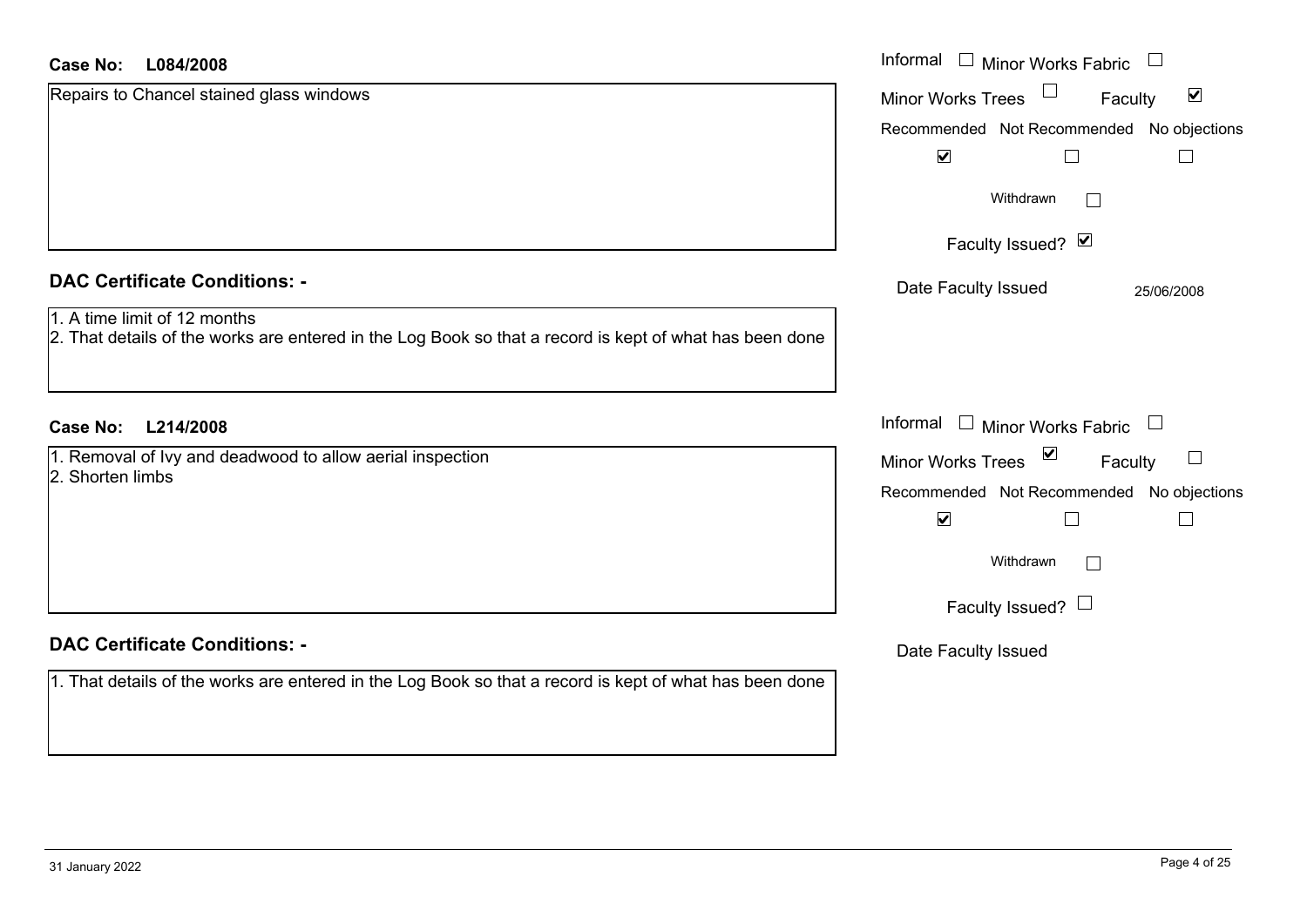**Case No:** **L084/2008**

Repairs to Chancel stained glass windows

Informal ☐ Minor Works Fabric ☐

Minor Works Trees ☐ Faculty ☑

| Recommended | Not Recommended | No objections |
| --- | --- | --- |
| ☑ | ☐ | ☐ |

Withdrawn ☐

Faculty Issued? ☑

Date Faculty Issued 25/06/2008

### DAC Certificate Conditions: -

1. A time limit of 12 months
2. That details of the works are entered in the Log Book so that a record is kept of what has been done

**Case No:** **L214/2008**

1. Removal of Ivy and deadwood to allow aerial inspection
2. Shorten limbs

Informal ☐ Minor Works Fabric ☐

Minor Works Trees ☑ Faculty ☐

| Recommended | Not Recommended | No objections |
| --- | --- | --- |
| ☑ | ☐ | ☐ |

Withdrawn ☐

Faculty Issued? ☐

Date Faculty Issued

### DAC Certificate Conditions: -

1. That details of the works are entered in the Log Book so that a record is kept of what has been done

31 January 2022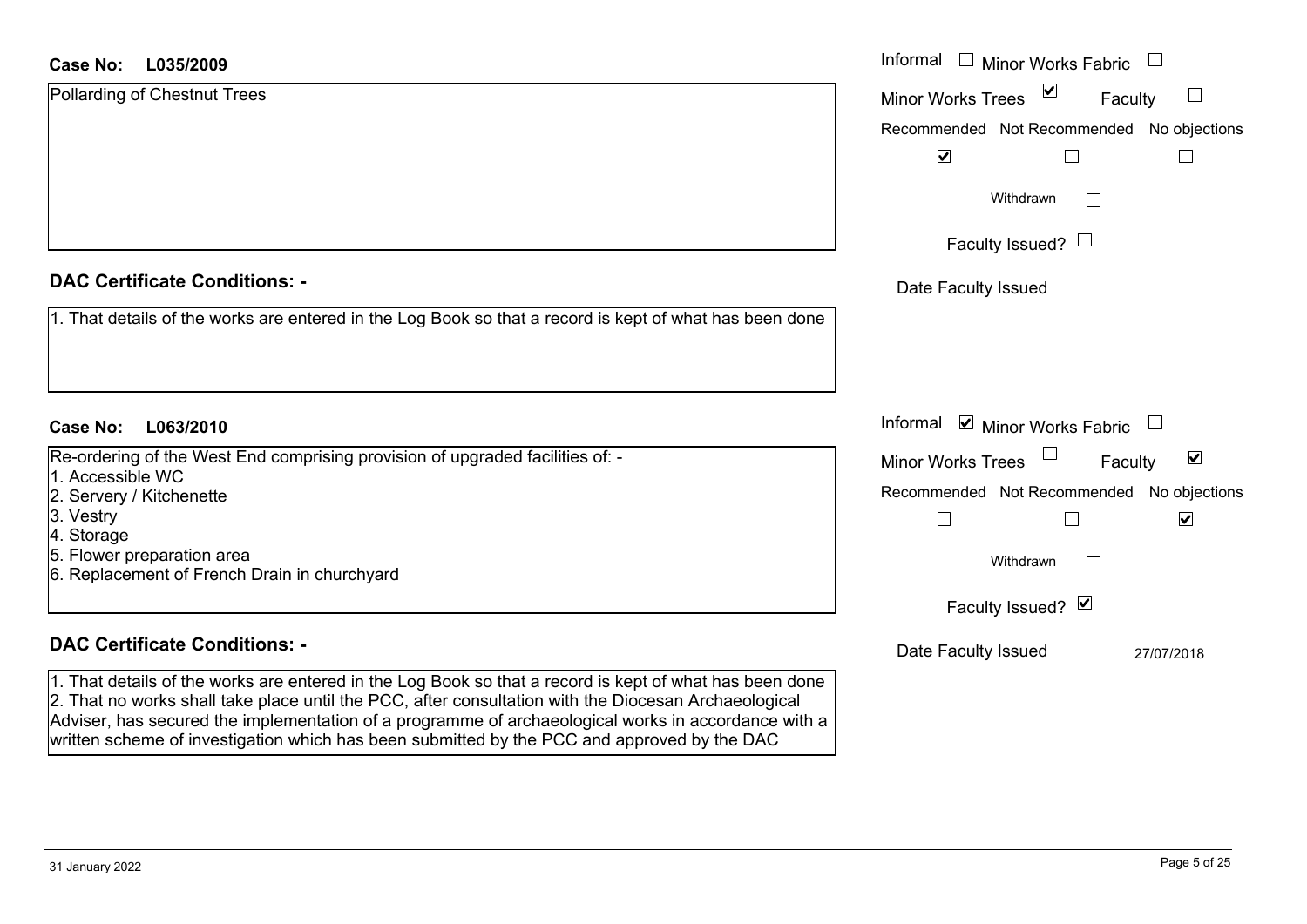**Case No: L035/2009**

Pollarding of Chestnut Trees

Informal ☐ Minor Works Fabric ☐
Minor Works Trees ☑ Faculty ☐

| Recommended | Not Recommended | No objections |
|---|---|---|
| ☑ | ☐ | ☐ |

Withdrawn ☐

Faculty Issued? ☐

Date Faculty Issued

## DAC Certificate Conditions: -

1. That details of the works are entered in the Log Book so that a record is kept of what has been done

**Case No: L063/2010**

Re-ordering of the West End comprising provision of upgraded facilities of: -

1. Accessible WC
2. Servery / Kitchenette
3. Vestry
4. Storage
5. Flower preparation area
6. Replacement of French Drain in churchyard

Informal ☑ Minor Works Fabric ☐
Minor Works Trees ☐ Faculty ☑

| Recommended | Not Recommended | No objections |
|---|---|---|
| ☐ | ☐ | ☑ |

Withdrawn ☐

Faculty Issued? ☑

Date Faculty Issued 27/07/2018

## DAC Certificate Conditions: -

1. That details of the works are entered in the Log Book so that a record is kept of what has been done
2. That no works shall take place until the PCC, after consultation with the Diocesan Archaeological Adviser, has secured the implementation of a programme of archaeological works in accordance with a written scheme of investigation which has been submitted by the PCC and approved by the DAC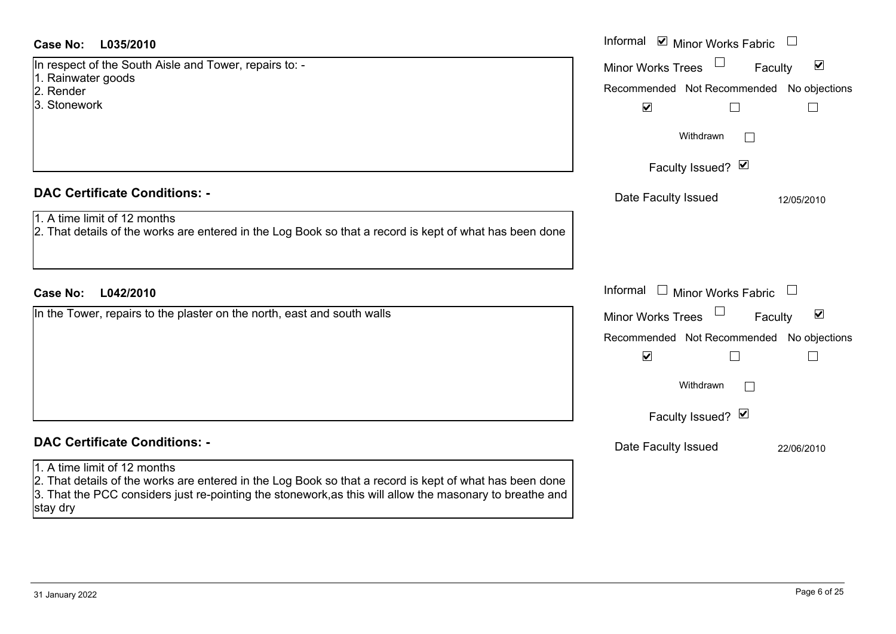**Case No: L035/2010**

In respect of the South Aisle and Tower, repairs to: -
1. Rainwater goods
2. Render
3. Stonework

| Informal | ☑ | Minor Works Fabric | ☐ |
|---|---|---|---|
| Minor Works Trees | ☐ | Faculty | ☑ |

| Recommended | Not Recommended | No objections |
|---|---|---|
| ☑ | ☐ | ☐ |

Withdrawn ☐

Faculty Issued? ☑

Date Faculty Issued 12/05/2010

## DAC Certificate Conditions: -

1. A time limit of 12 months
2. That details of the works are entered in the Log Book so that a record is kept of what has been done

**Case No: L042/2010**

In the Tower, repairs to the plaster on the north, east and south walls

| Informal | ☐ | Minor Works Fabric | ☐ |
|---|---|---|---|
| Minor Works Trees | ☐ | Faculty | ☑ |

| Recommended | Not Recommended | No objections |
|---|---|---|
| ☑ | ☐ | ☐ |

Withdrawn ☐

Faculty Issued? ☑

Date Faculty Issued 22/06/2010

## DAC Certificate Conditions: -

1. A time limit of 12 months
2. That details of the works are entered in the Log Book so that a record is kept of what has been done
3. That the PCC considers just re-pointing the stonework,as this will allow the masonary to breathe and stay dry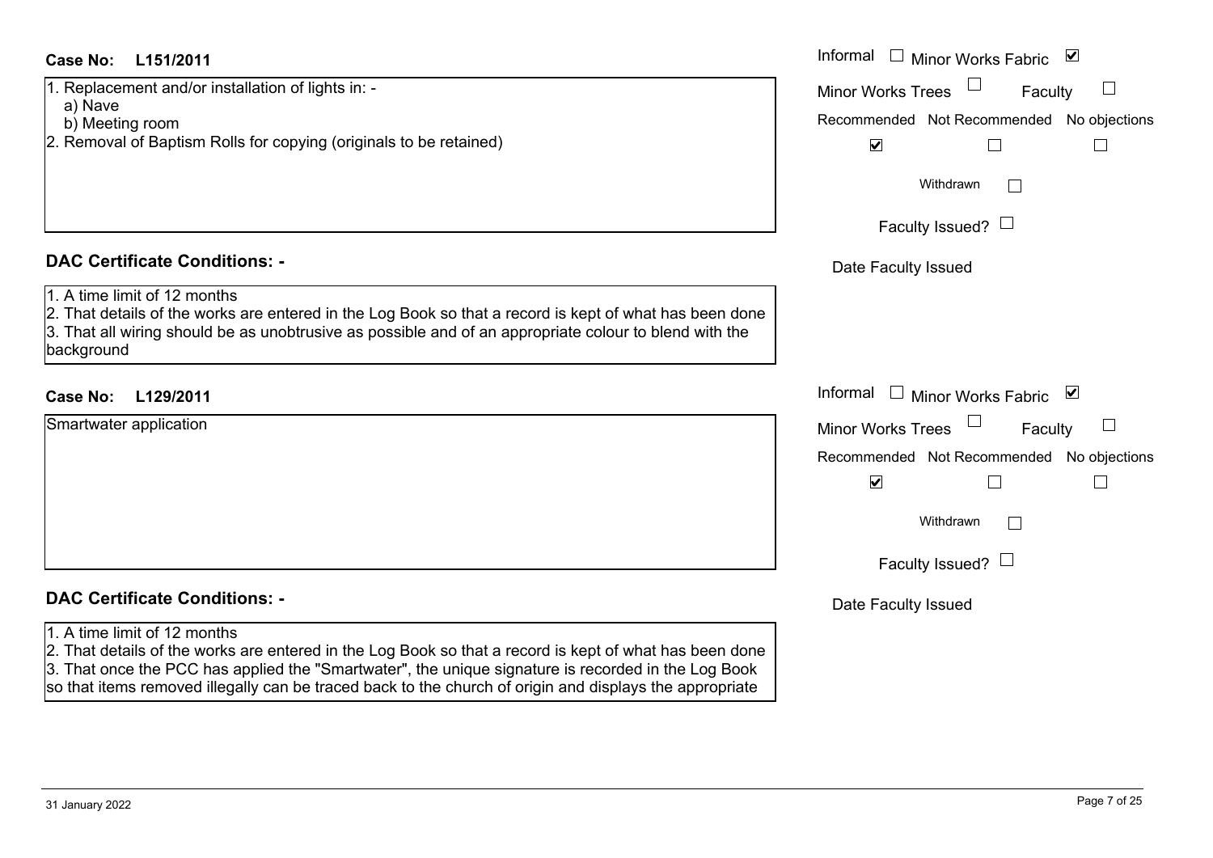**Case No: L151/2011**

Informal ☐ Minor Works Fabric ☑
Minor Works Trees ☐ Faculty ☐
Recommended ☑ Not Recommended ☐ No objections ☐
Withdrawn ☐
Faculty Issued? ☐
Date Faculty Issued

1. Replacement and/or installation of lights in: -
   a) Nave
   b) Meeting room
2. Removal of Baptism Rolls for copying (originals to be retained)

## DAC Certificate Conditions: -

1. A time limit of 12 months
2. That details of the works are entered in the Log Book so that a record is kept of what has been done
3. That all wiring should be as unobtrusive as possible and of an appropriate colour to blend with the background

**Case No: L129/2011**

Informal ☐ Minor Works Fabric ☑
Minor Works Trees ☐ Faculty ☐
Recommended ☑ Not Recommended ☐ No objections ☐
Withdrawn ☐
Faculty Issued? ☐
Date Faculty Issued

Smartwater application

## DAC Certificate Conditions: -

1. A time limit of 12 months
2. That details of the works are entered in the Log Book so that a record is kept of what has been done
3. That once the PCC has applied the "Smartwater", the unique signature is recorded in the Log Book so that items removed illegally can be traced back to the church of origin and displays the appropriate

31 January 2022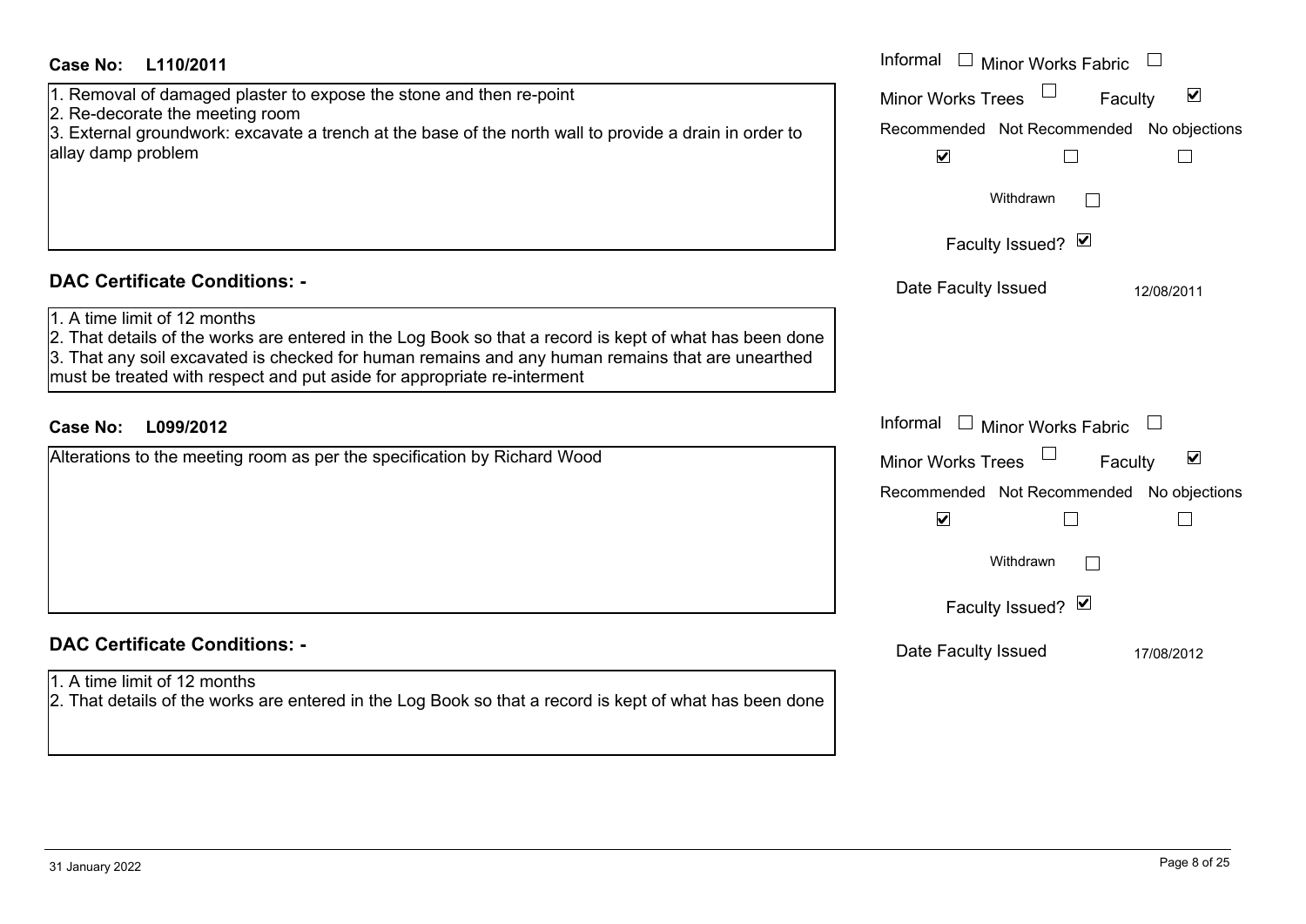**Case No:** **L110/2011**

1. Removal of damaged plaster to expose the stone and then re-point
2. Re-decorate the meeting room
3. External groundwork: excavate a trench at the base of the north wall to provide a drain in order to allay damp problem

Informal ☐ Minor Works Fabric ☐
Minor Works Trees ☐ Faculty ☑
Recommended ☑ Not Recommended ☐ No objections ☐
Withdrawn ☐
Faculty Issued? ☑
Date Faculty Issued 12/08/2011

## DAC Certificate Conditions: -

1. A time limit of 12 months
2. That details of the works are entered in the Log Book so that a record is kept of what has been done
3. That any soil excavated is checked for human remains and any human remains that are unearthed must be treated with respect and put aside for appropriate re-interment

**Case No:** **L099/2012**

Alterations to the meeting room as per the specification by Richard Wood

Informal ☐ Minor Works Fabric ☐
Minor Works Trees ☐ Faculty ☑
Recommended ☑ Not Recommended ☐ No objections ☐
Withdrawn ☐
Faculty Issued? ☑
Date Faculty Issued 17/08/2012

## DAC Certificate Conditions: -

1. A time limit of 12 months
2. That details of the works are entered in the Log Book so that a record is kept of what has been done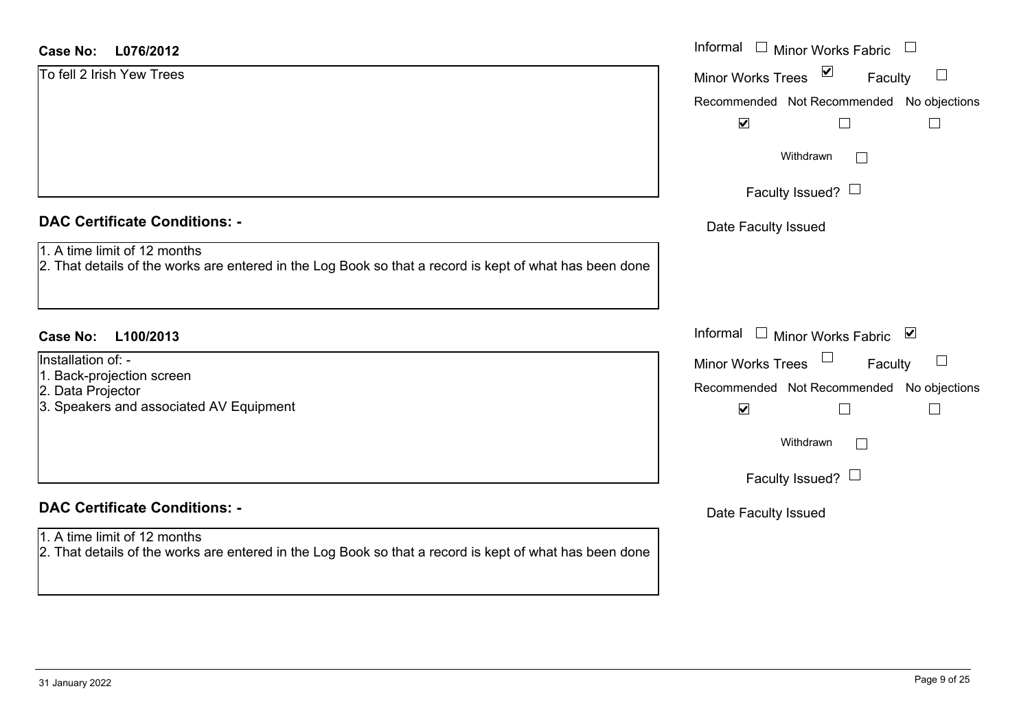**Case No: L076/2012**

To fell 2 Irish Yew Trees

Informal ☐ Minor Works Fabric ☐

Minor Works Trees ☑ Faculty ☐

| Recommended | Not Recommended | No objections |
|---|---|---|
| ☑ | ☐ | ☐ |

Withdrawn ☐

Faculty Issued? ☐

Date Faculty Issued

### DAC Certificate Conditions: -

1. A time limit of 12 months
2. That details of the works are entered in the Log Book so that a record is kept of what has been done

**Case No: L100/2013**

Installation of: -

1. Back-projection screen
2. Data Projector
3. Speakers and associated AV Equipment

Informal ☐ Minor Works Fabric ☑

Minor Works Trees ☐ Faculty ☐

| Recommended | Not Recommended | No objections |
|---|---|---|
| ☑ | ☐ | ☐ |

Withdrawn ☐

Faculty Issued? ☐

Date Faculty Issued

### DAC Certificate Conditions: -

1. A time limit of 12 months
2. That details of the works are entered in the Log Book so that a record is kept of what has been done

31 January 2022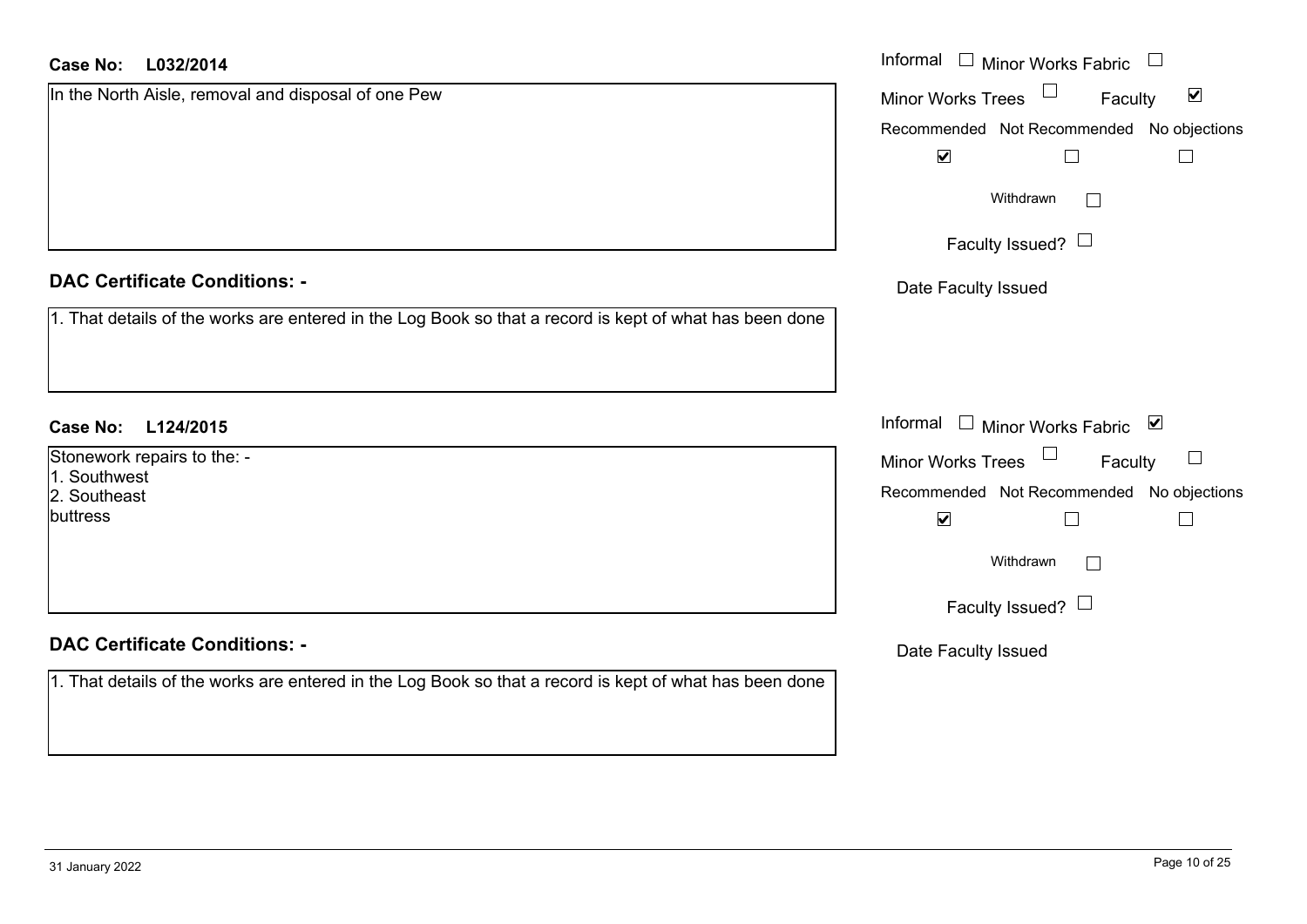**Case No: L032/2014**

In the North Aisle, removal and disposal of one Pew

Informal ☐ Minor Works Fabric ☐
Minor Works Trees ☐ Faculty ☑

| Recommended | Not Recommended | No objections |
| --- | --- | --- |
| ☑ | ☐ | ☐ |

Withdrawn ☐

Faculty Issued? ☐

Date Faculty Issued

## DAC Certificate Conditions: -

1. That details of the works are entered in the Log Book so that a record is kept of what has been done

**Case No: L124/2015**

Stonework repairs to the: -
1. Southwest
2. Southeast
buttress

Informal ☐ Minor Works Fabric ☑
Minor Works Trees ☐ Faculty ☐

| Recommended | Not Recommended | No objections |
| --- | --- | --- |
| ☑ | ☐ | ☐ |

Withdrawn ☐

Faculty Issued? ☐

Date Faculty Issued

## DAC Certificate Conditions: -

1. That details of the works are entered in the Log Book so that a record is kept of what has been done

31 January 2022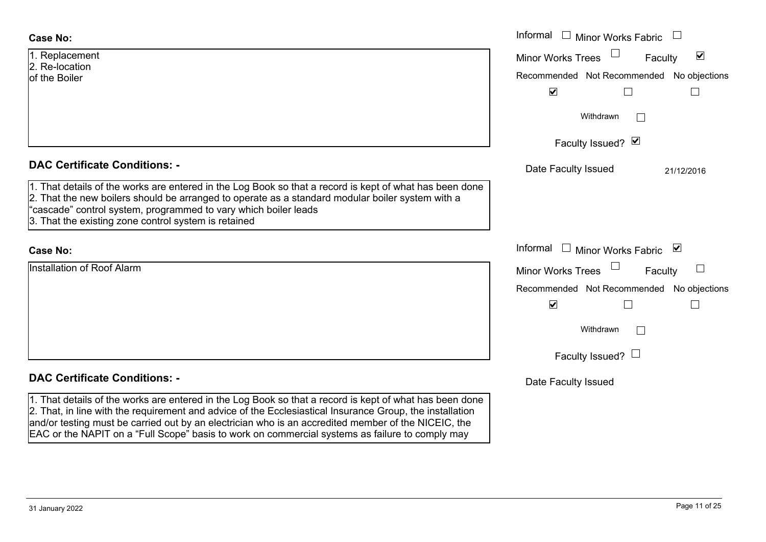**Case No:**

1. Replacement
2. Re-location
of the Boiler

Informal ☐ Minor Works Fabric ☐
Minor Works Trees ☐ Faculty ☑

| Recommended | Not Recommended | No objections |
|---|---|---|
| ☑ | ☐ | ☐ |

Withdrawn ☐

Faculty Issued? ☑

Date Faculty Issued 21/12/2016

## DAC Certificate Conditions: -

1. That details of the works are entered in the Log Book so that a record is kept of what has been done
2. That the new boilers should be arranged to operate as a standard modular boiler system with a "cascade" control system, programmed to vary which boiler leads
3. That the existing zone control system is retained

**Case No:**

Installation of Roof Alarm

Informal ☐ Minor Works Fabric ☑
Minor Works Trees ☐ Faculty ☐

| Recommended | Not Recommended | No objections |
|---|---|---|
| ☑ | ☐ | ☐ |

Withdrawn ☐

Faculty Issued? ☐

Date Faculty Issued

## DAC Certificate Conditions: -

1. That details of the works are entered in the Log Book so that a record is kept of what has been done
2. That, in line with the requirement and advice of the Ecclesiastical Insurance Group, the installation and/or testing must be carried out by an electrician who is an accredited member of the NICEIC, the EAC or the NAPIT on a "Full Scope" basis to work on commercial systems as failure to comply may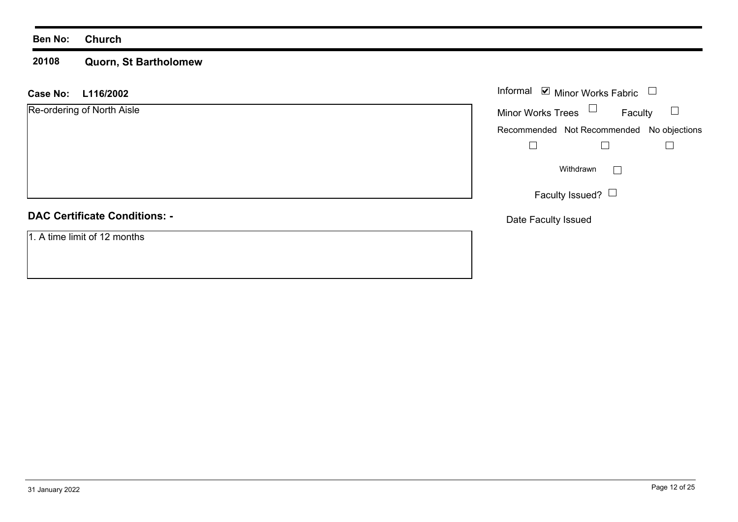**Ben No:** **Church**

**20108** **Quorn, St Bartholomew**

**Case No:** **L116/2002**

Re-ordering of North Aisle

Informal ☑ Minor Works Fabric ☐

Minor Works Trees ☐ Faculty ☐

| Recommended | Not Recommended | No objections |
| --- | --- | --- |
| ☐ | ☐ | ☐ |

Withdrawn ☐

Faculty Issued? ☐

Date Faculty Issued

## DAC Certificate Conditions: -

1. A time limit of 12 months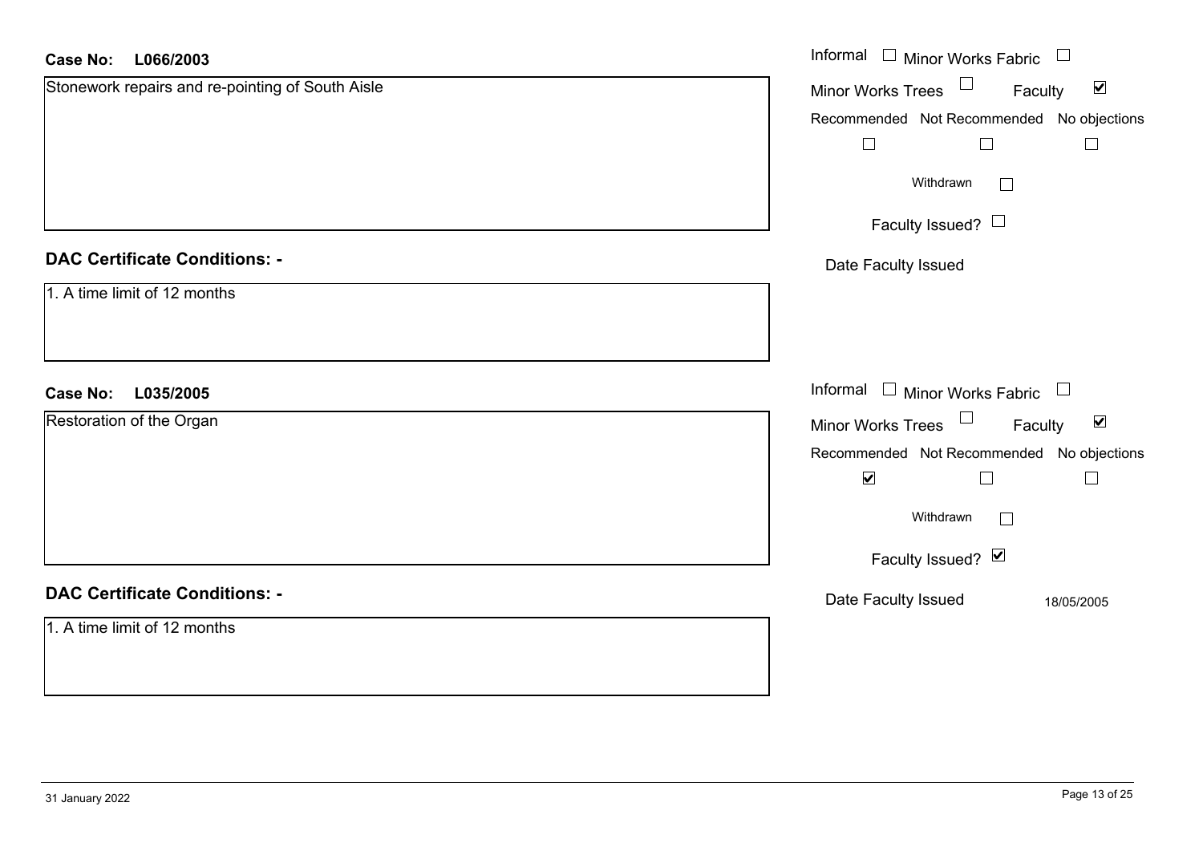**Case No:** L066/2003

Stonework repairs and re-pointing of South Aisle

Informal ☐ Minor Works Fabric ☐
Minor Works Trees ☐ Faculty ☑
Recommended ☐ Not Recommended ☐ No objections ☐
Withdrawn ☐
Faculty Issued? ☐
Date Faculty Issued

**DAC Certificate Conditions: -**

1. A time limit of 12 months

**Case No:** L035/2005

Restoration of the Organ

Informal ☐ Minor Works Fabric ☐
Minor Works Trees ☐ Faculty ☑
Recommended ☑ Not Recommended ☐ No objections ☐
Withdrawn ☐
Faculty Issued? ☑
Date Faculty Issued 18/05/2005

**DAC Certificate Conditions: -**

1. A time limit of 12 months

31 January 2022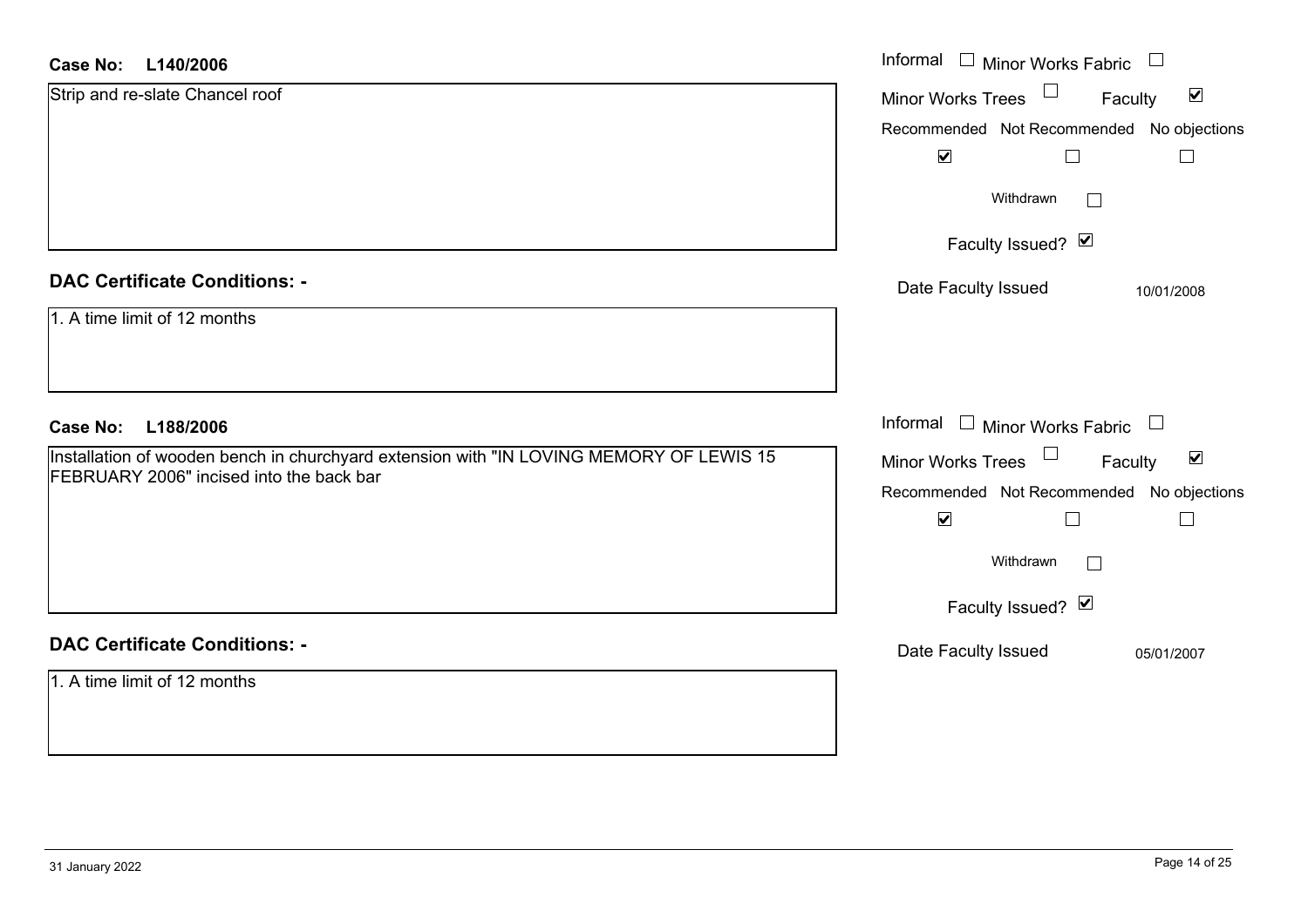**Case No: L140/2006**

Strip and re-slate Chancel roof

Informal ☐ Minor Works Fabric ☐

Minor Works Trees ☐ Faculty ☑

Recommended ☑ Not Recommended ☐ No objections ☐

Withdrawn ☐

Faculty Issued? ☑

Date Faculty Issued 10/01/2008

**DAC Certificate Conditions: -**

1. A time limit of 12 months

**Case No: L188/2006**

Installation of wooden bench in churchyard extension with "IN LOVING MEMORY OF LEWIS 15 FEBRUARY 2006" incised into the back bar

Informal ☐ Minor Works Fabric ☐

Minor Works Trees ☐ Faculty ☑

Recommended ☑ Not Recommended ☐ No objections ☐

Withdrawn ☐

Faculty Issued? ☑

Date Faculty Issued 05/01/2007

**DAC Certificate Conditions: -**

1. A time limit of 12 months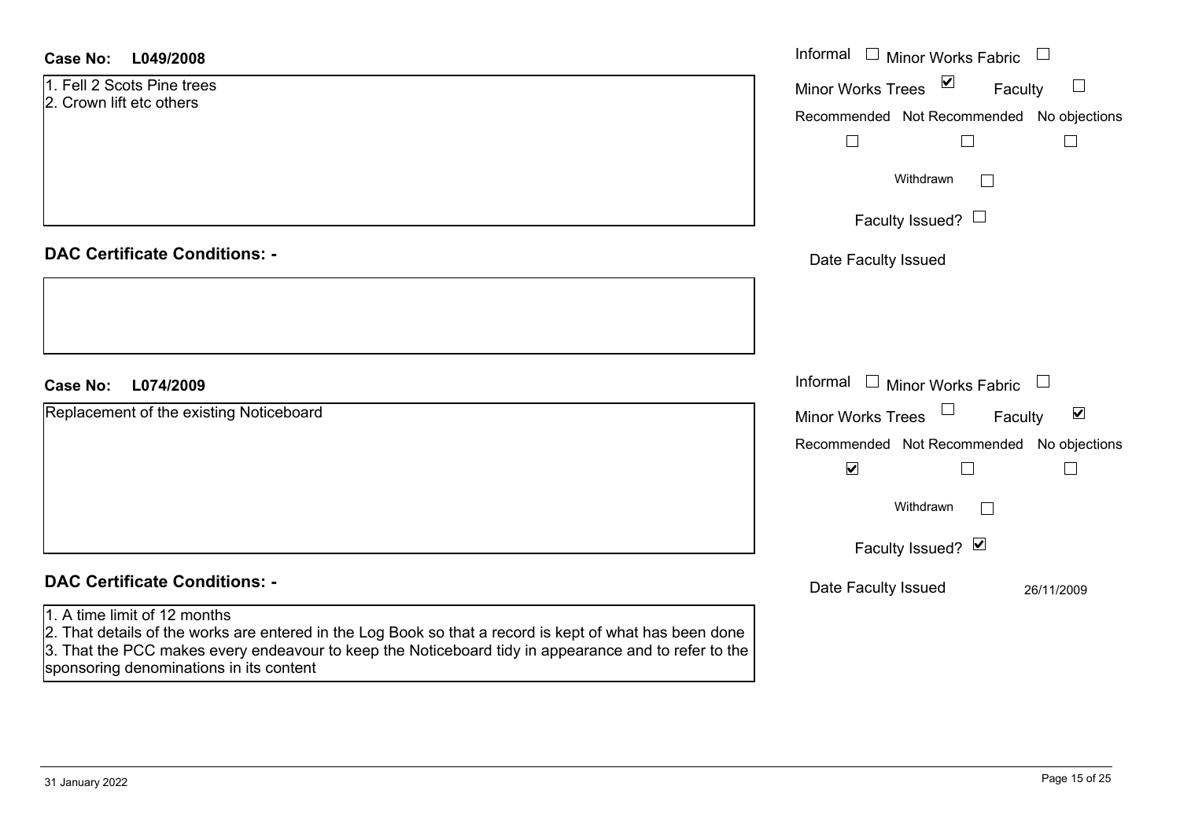**Case No:** **L049/2008**

1. Fell 2 Scots Pine trees
2. Crown lift etc others

Informal ☐ Minor Works Fabric ☐

Minor Works Trees ☑ Faculty ☐

| Recommended | Not Recommended | No objections |
|---|---|---|
| ☐ | ☐ | ☐ |

Withdrawn ☐

Faculty Issued? ☐

Date Faculty Issued

**DAC Certificate Conditions: -**

**Case No:** **L074/2009**

Replacement of the existing Noticeboard

Informal ☐ Minor Works Fabric ☐

Minor Works Trees ☐ Faculty ☑

| Recommended | Not Recommended | No objections |
|---|---|---|
| ☑ | ☐ | ☐ |

Withdrawn ☐

Faculty Issued? ☑

Date Faculty Issued 26/11/2009

**DAC Certificate Conditions: -**

1. A time limit of 12 months
2. That details of the works are entered in the Log Book so that a record is kept of what has been done
3. That the PCC makes every endeavour to keep the Noticeboard tidy in appearance and to refer to the sponsoring denominations in its content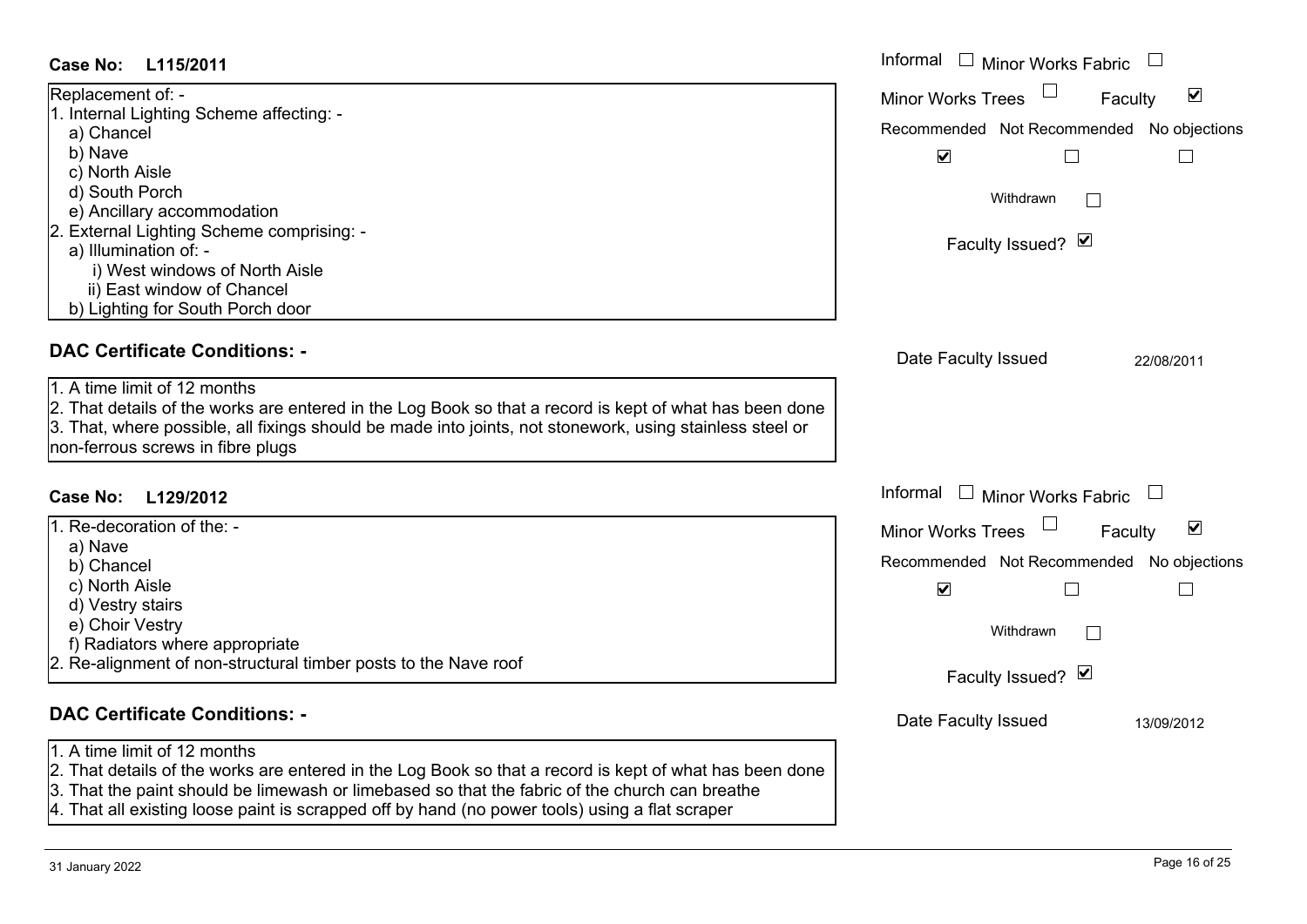**Case No: L115/2011**

Replacement of: -
1. Internal Lighting Scheme affecting: -
   a) Chancel
   b) Nave
   c) North Aisle
   d) South Porch
   e) Ancillary accommodation
2. External Lighting Scheme comprising: -
   a) Illumination of: -
      i) West windows of North Aisle
      ii) East window of Chancel
   b) Lighting for South Porch door

Informal ☐ Minor Works Fabric ☐
Minor Works Trees ☐ Faculty ☑

| Recommended | Not Recommended | No objections |
|---|---|---|
| ☑ | ☐ | ☐ |

Withdrawn ☐

Faculty Issued? ☑

Date Faculty Issued 22/08/2011

**DAC Certificate Conditions: -**

1. A time limit of 12 months
2. That details of the works are entered in the Log Book so that a record is kept of what has been done
3. That, where possible, all fixings should be made into joints, not stonework, using stainless steel or non-ferrous screws in fibre plugs

**Case No: L129/2012**

1. Re-decoration of the: -
   a) Nave
   b) Chancel
   c) North Aisle
   d) Vestry stairs
   e) Choir Vestry
   f) Radiators where appropriate
2. Re-alignment of non-structural timber posts to the Nave roof

Informal ☐ Minor Works Fabric ☐
Minor Works Trees ☐ Faculty ☑

| Recommended | Not Recommended | No objections |
|---|---|---|
| ☑ | ☐ | ☐ |

Withdrawn ☐

Faculty Issued? ☑

Date Faculty Issued 13/09/2012

**DAC Certificate Conditions: -**

1. A time limit of 12 months
2. That details of the works are entered in the Log Book so that a record is kept of what has been done
3. That the paint should be limewash or limebased so that the fabric of the church can breathe
4. That all existing loose paint is scrapped off by hand (no power tools) using a flat scraper

31 January 2022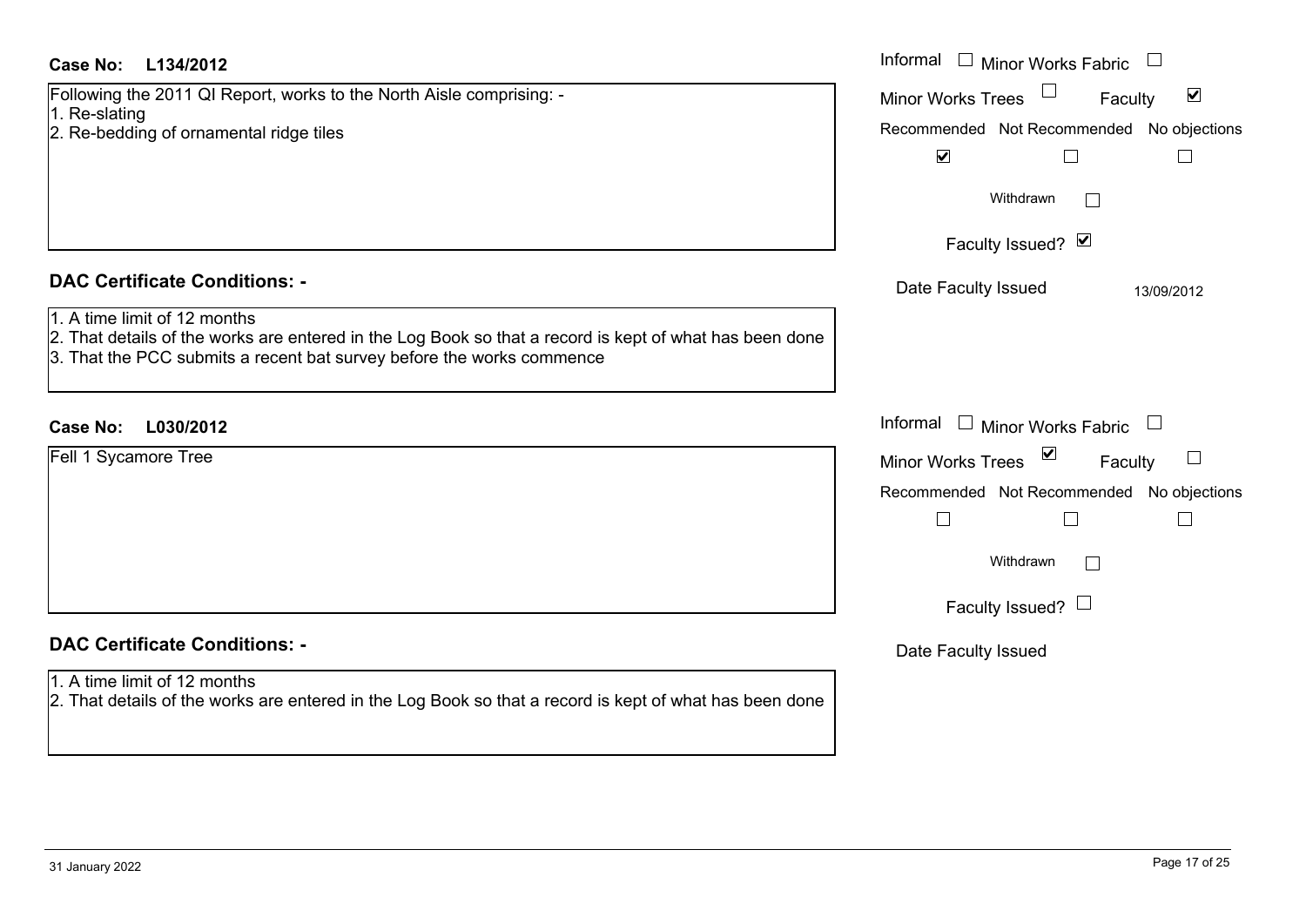**Case No: L134/2012**

Following the 2011 QI Report, works to the North Aisle comprising: -
1. Re-slating
2. Re-bedding of ornamental ridge tiles

Informal ☐ Minor Works Fabric ☐
Minor Works Trees ☐ Faculty ☑
Recommended ☑ Not Recommended ☐ No objections ☐
Withdrawn ☐
Faculty Issued? ☑
Date Faculty Issued 13/09/2012

**DAC Certificate Conditions: -**

1. A time limit of 12 months
2. That details of the works are entered in the Log Book so that a record is kept of what has been done
3. That the PCC submits a recent bat survey before the works commence

**Case No: L030/2012**

Fell 1 Sycamore Tree

Informal ☐ Minor Works Fabric ☐
Minor Works Trees ☑ Faculty ☐
Recommended ☐ Not Recommended ☐ No objections ☐
Withdrawn ☐
Faculty Issued? ☐
Date Faculty Issued

**DAC Certificate Conditions: -**

1. A time limit of 12 months
2. That details of the works are entered in the Log Book so that a record is kept of what has been done

31 January 2022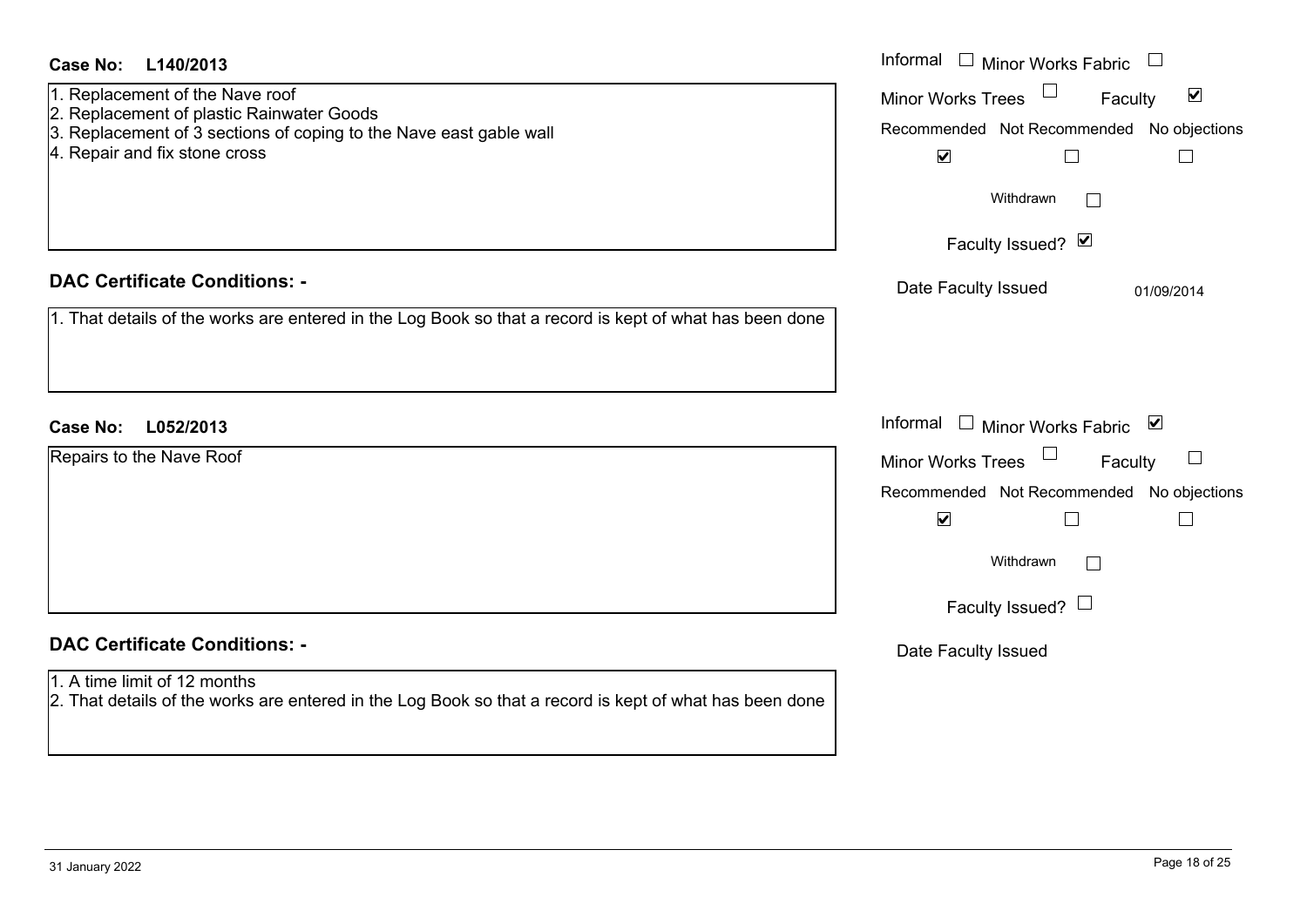**Case No:** **L140/2013**

1. Replacement of the Nave roof
2. Replacement of plastic Rainwater Goods
3. Replacement of 3 sections of coping to the Nave east gable wall
4. Repair and fix stone cross

Informal ☐ Minor Works Fabric ☐
Minor Works Trees ☐ Faculty ☑
Recommended ☑ Not Recommended ☐ No objections ☐
Withdrawn ☐
Faculty Issued? ☑
Date Faculty Issued 01/09/2014

## DAC Certificate Conditions: -

1. That details of the works are entered in the Log Book so that a record is kept of what has been done

**Case No:** **L052/2013**

Repairs to the Nave Roof

Informal ☐ Minor Works Fabric ☑
Minor Works Trees ☐ Faculty ☐
Recommended ☑ Not Recommended ☐ No objections ☐
Withdrawn ☐
Faculty Issued? ☐
Date Faculty Issued

## DAC Certificate Conditions: -

1. A time limit of 12 months
2. That details of the works are entered in the Log Book so that a record is kept of what has been done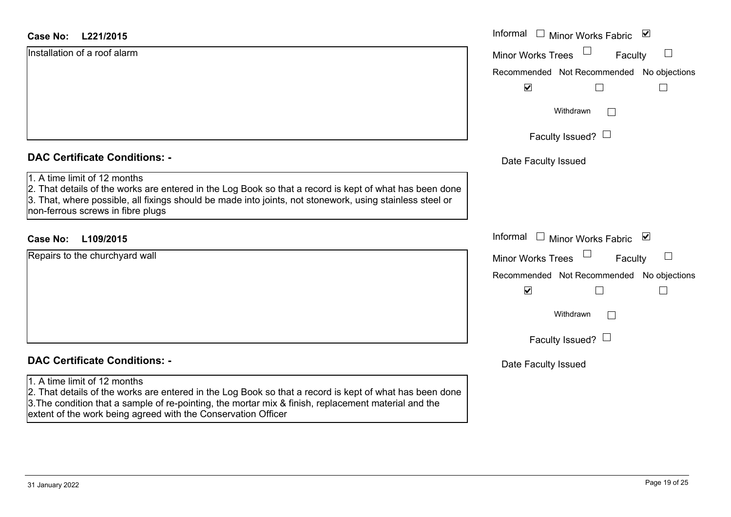**Case No: L221/2015**

Installation of a roof alarm

Informal ☐ Minor Works Fabric ☑
Minor Works Trees ☐ Faculty ☐

| Recommended | Not Recommended | No objections |
|---|---|---|
| ☑ | ☐ | ☐ |

Withdrawn ☐

Faculty Issued? ☐

Date Faculty Issued

## DAC Certificate Conditions: -

1. A time limit of 12 months
2. That details of the works are entered in the Log Book so that a record is kept of what has been done
3. That, where possible, all fixings should be made into joints, not stonework, using stainless steel or non-ferrous screws in fibre plugs

**Case No: L109/2015**

Repairs to the churchyard wall

Informal ☐ Minor Works Fabric ☑
Minor Works Trees ☐ Faculty ☐

| Recommended | Not Recommended | No objections |
|---|---|---|
| ☑ | ☐ | ☐ |

Withdrawn ☐

Faculty Issued? ☐

Date Faculty Issued

## DAC Certificate Conditions: -

1. A time limit of 12 months
2. That details of the works are entered in the Log Book so that a record is kept of what has been done
3. The condition that a sample of re-pointing, the mortar mix & finish, replacement material and the extent of the work being agreed with the Conservation Officer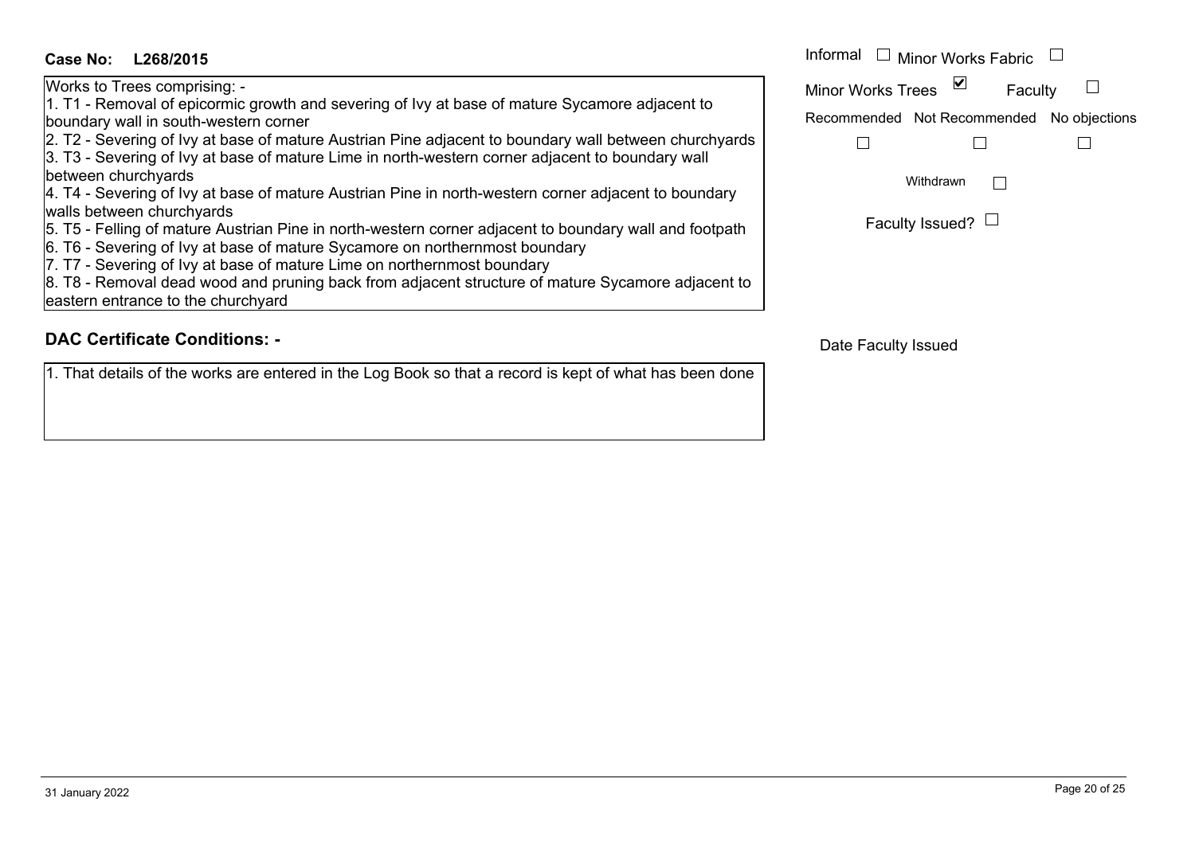**Case No: L268/2015**

Works to Trees comprising: -

1. T1 - Removal of epicormic growth and severing of Ivy at base of mature Sycamore adjacent to boundary wall in south-western corner
2. T2 - Severing of Ivy at base of mature Austrian Pine adjacent to boundary wall between churchyards
3. T3 - Severing of Ivy at base of mature Lime in north-western corner adjacent to boundary wall between churchyards
4. T4 - Severing of Ivy at base of mature Austrian Pine in north-western corner adjacent to boundary walls between churchyards
5. T5 - Felling of mature Austrian Pine in north-western corner adjacent to boundary wall and footpath
6. T6 - Severing of Ivy at base of mature Sycamore on northernmost boundary
7. T7 - Severing of Ivy at base of mature Lime on northernmost boundary
8. T8 - Removal dead wood and pruning back from adjacent structure of mature Sycamore adjacent to eastern entrance to the churchyard

Informal ☐ Minor Works Fabric ☐

Minor Works Trees ☑ Faculty ☐

Recommended ☐ Not Recommended ☐ No objections ☐

Withdrawn ☐

Faculty Issued? ☐

## DAC Certificate Conditions: -

1. That details of the works are entered in the Log Book so that a record is kept of what has been done

Date Faculty Issued

31 January 2022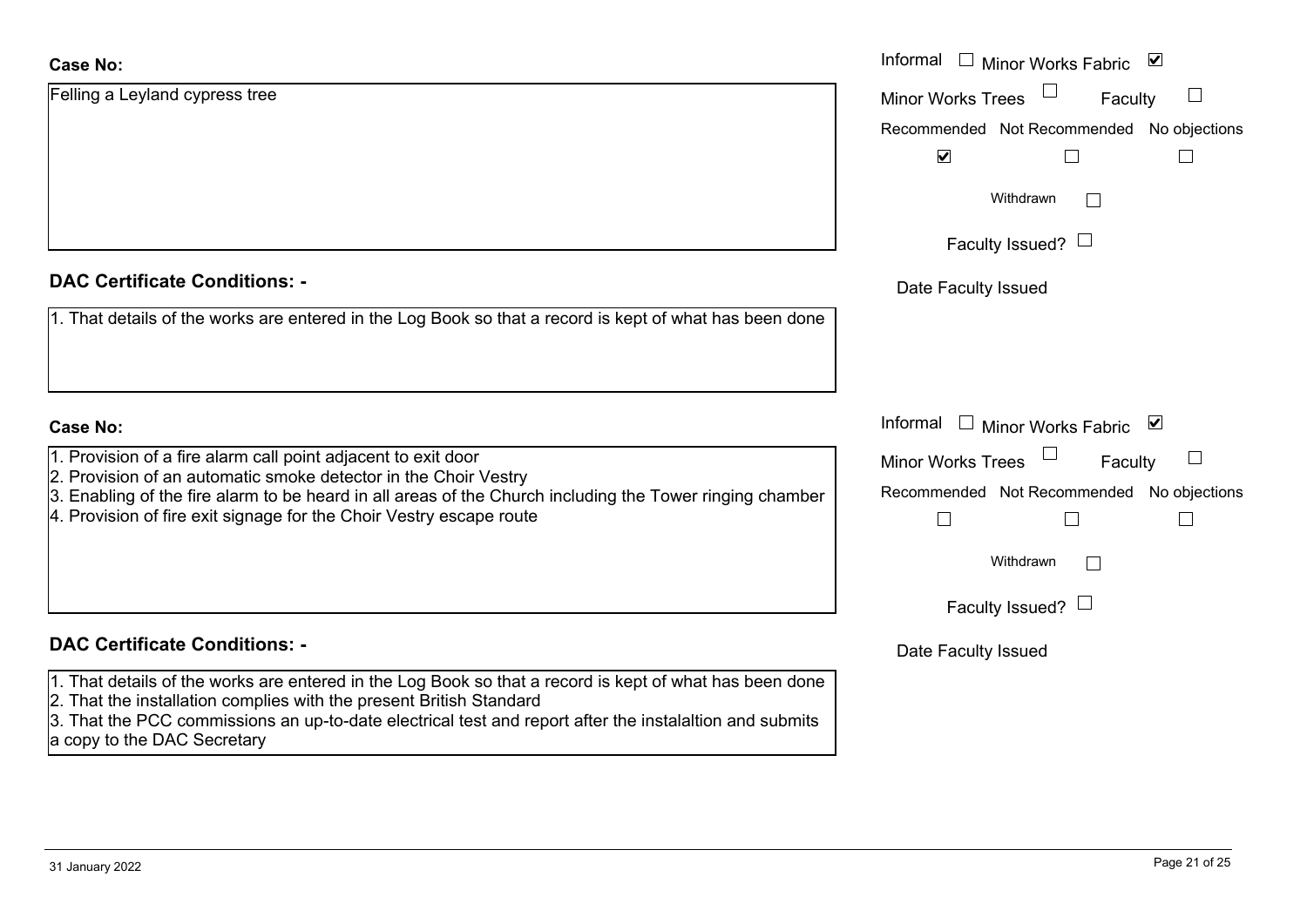**Case No:**

Felling a Leyland cypress tree

Informal ☐ Minor Works Fabric ☑

Minor Works Trees ☐ Faculty ☐

Recommended ☑ Not Recommended ☐ No objections ☐

Withdrawn ☐

Faculty Issued? ☐

Date Faculty Issued

**DAC Certificate Conditions: -**

1. That details of the works are entered in the Log Book so that a record is kept of what has been done

**Case No:**

1. Provision of a fire alarm call point adjacent to exit door
2. Provision of an automatic smoke detector in the Choir Vestry
3. Enabling of the fire alarm to be heard in all areas of the Church including the Tower ringing chamber
4. Provision of fire exit signage for the Choir Vestry escape route

Informal ☐ Minor Works Fabric ☑

Minor Works Trees ☐ Faculty ☐

Recommended ☐ Not Recommended ☐ No objections ☐

Withdrawn ☐

Faculty Issued? ☐

Date Faculty Issued

**DAC Certificate Conditions: -**

1. That details of the works are entered in the Log Book so that a record is kept of what has been done
2. That the installation complies with the present British Standard
3. That the PCC commissions an up-to-date electrical test and report after the instalaltion and submits a copy to the DAC Secretary

31 January 2022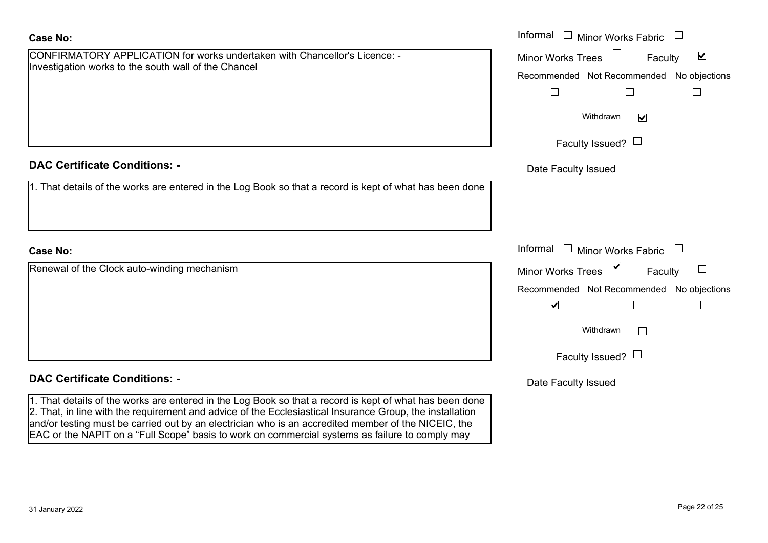**Case No:**

CONFIRMATORY APPLICATION for works undertaken with Chancellor's Licence: - Investigation works to the south wall of the Chancel

Informal ☐ Minor Works Fabric ☐
Minor Works Trees ☐ Faculty ☑
Recommended ☐ Not Recommended ☐ No objections ☐
Withdrawn ☑
Faculty Issued? ☐
Date Faculty Issued

**DAC Certificate Conditions: -**

1. That details of the works are entered in the Log Book so that a record is kept of what has been done

**Case No:**

Renewal of the Clock auto-winding mechanism

Informal ☐ Minor Works Fabric ☐
Minor Works Trees ☑ Faculty ☐
Recommended ☑ Not Recommended ☐ No objections ☐
Withdrawn ☐
Faculty Issued? ☐
Date Faculty Issued

**DAC Certificate Conditions: -**

1. That details of the works are entered in the Log Book so that a record is kept of what has been done
2. That, in line with the requirement and advice of the Ecclesiastical Insurance Group, the installation and/or testing must be carried out by an electrician who is an accredited member of the NICEIC, the EAC or the NAPIT on a "Full Scope" basis to work on commercial systems as failure to comply may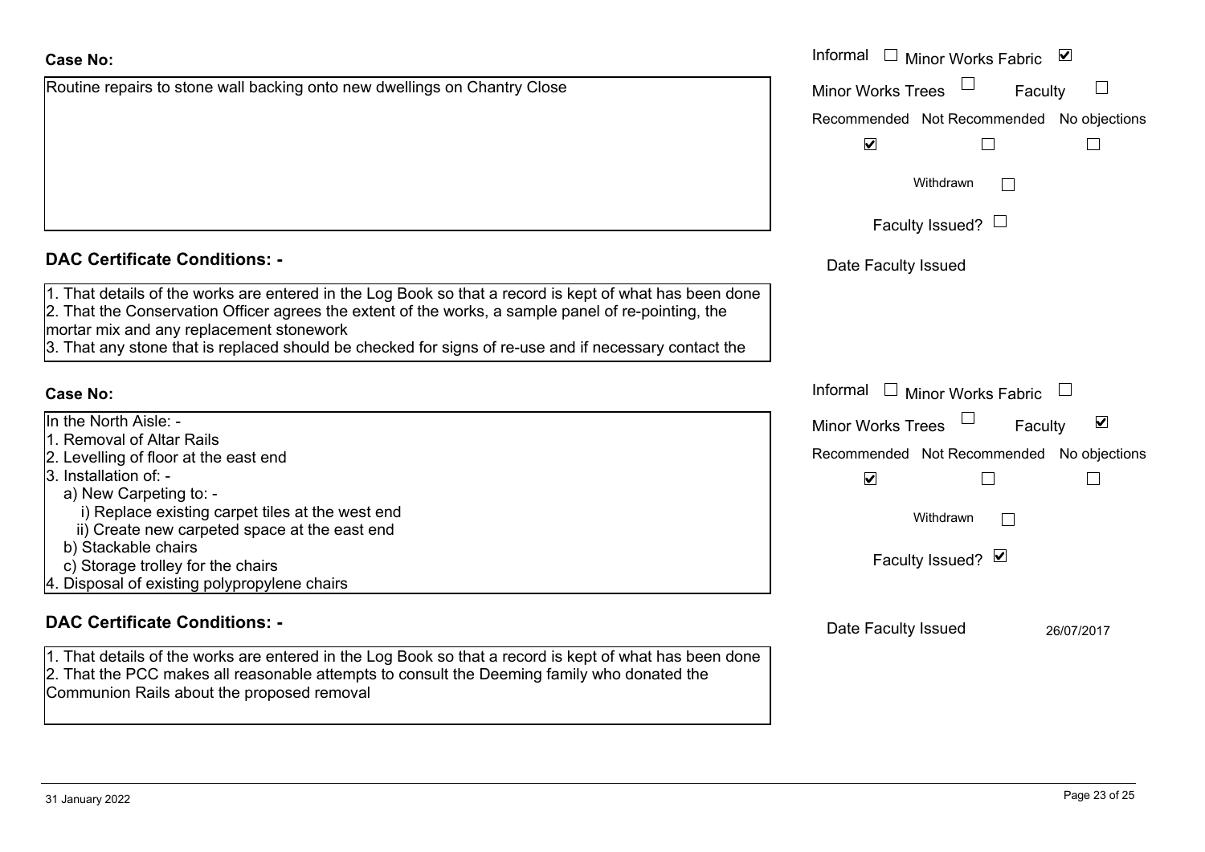**Case No:**

Routine repairs to stone wall backing onto new dwellings on Chantry Close

Informal ☐ Minor Works Fabric ☑
Minor Works Trees ☐ Faculty ☐

| Recommended | Not Recommended | No objections |
|---|---|---|
| ☑ | ☐ | ☐ |

Withdrawn ☐

Faculty Issued? ☐

Date Faculty Issued

**DAC Certificate Conditions: -**

1. That details of the works are entered in the Log Book so that a record is kept of what has been done
2. That the Conservation Officer agrees the extent of the works, a sample panel of re-pointing, the mortar mix and any replacement stonework
3. That any stone that is replaced should be checked for signs of re-use and if necessary contact the

**Case No:**

In the North Aisle: -
1. Removal of Altar Rails
2. Levelling of floor at the east end
3. Installation of: -
   a) New Carpeting to: -
      i) Replace existing carpet tiles at the west end
      ii) Create new carpeted space at the east end
   b) Stackable chairs
   c) Storage trolley for the chairs
4. Disposal of existing polypropylene chairs

Informal ☐ Minor Works Fabric ☐
Minor Works Trees ☐ Faculty ☑

| Recommended | Not Recommended | No objections |
|---|---|---|
| ☑ | ☐ | ☐ |

Withdrawn ☐

Faculty Issued? ☑

Date Faculty Issued 26/07/2017

**DAC Certificate Conditions: -**

1. That details of the works are entered in the Log Book so that a record is kept of what has been done
2. That the PCC makes all reasonable attempts to consult the Deeming family who donated the Communion Rails about the proposed removal

31 January 2022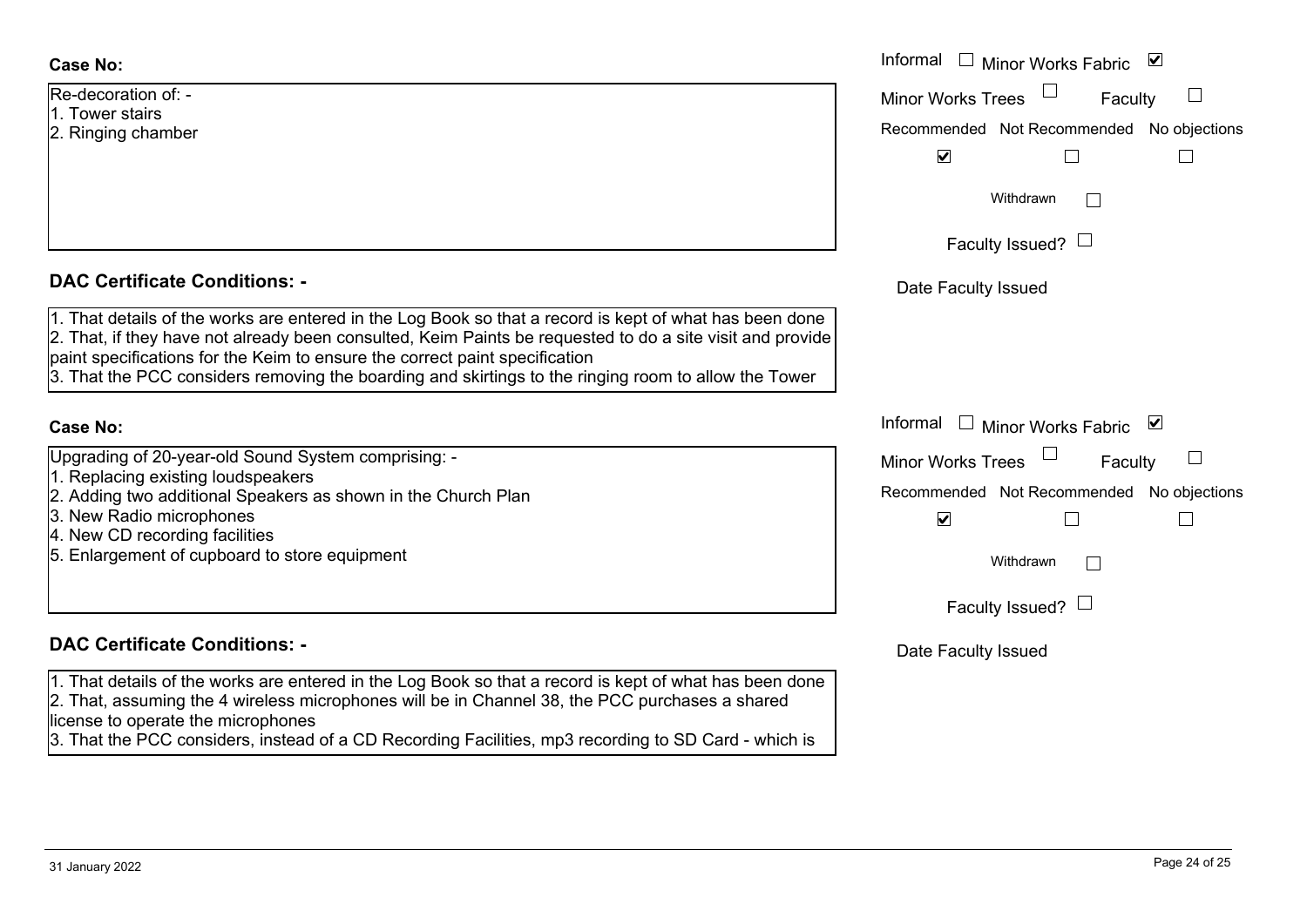**Case No:**

Re-decoration of: -
1. Tower stairs
2. Ringing chamber

Informal ☐ Minor Works Fabric ☑
Minor Works Trees ☐ Faculty ☐

| Recommended | Not Recommended | No objections |
| --- | --- | --- |
| ☑ | ☐ | ☐ |

Withdrawn ☐

Faculty Issued? ☐

Date Faculty Issued

## DAC Certificate Conditions: -

1. That details of the works are entered in the Log Book so that a record is kept of what has been done
2. That, if they have not already been consulted, Keim Paints be requested to do a site visit and provide paint specifications for the Keim to ensure the correct paint specification
3. That the PCC considers removing the boarding and skirtings to the ringing room to allow the Tower

**Case No:**

Upgrading of 20-year-old Sound System comprising: -
1. Replacing existing loudspeakers
2. Adding two additional Speakers as shown in the Church Plan
3. New Radio microphones
4. New CD recording facilities
5. Enlargement of cupboard to store equipment

Informal ☐ Minor Works Fabric ☑
Minor Works Trees ☐ Faculty ☐

| Recommended | Not Recommended | No objections |
| --- | --- | --- |
| ☑ | ☐ | ☐ |

Withdrawn ☐

Faculty Issued? ☐

Date Faculty Issued

## DAC Certificate Conditions: -

1. That details of the works are entered in the Log Book so that a record is kept of what has been done
2. That, assuming the 4 wireless microphones will be in Channel 38, the PCC purchases a shared license to operate the microphones
3. That the PCC considers, instead of a CD Recording Facilities, mp3 recording to SD Card - which is

31 January 2022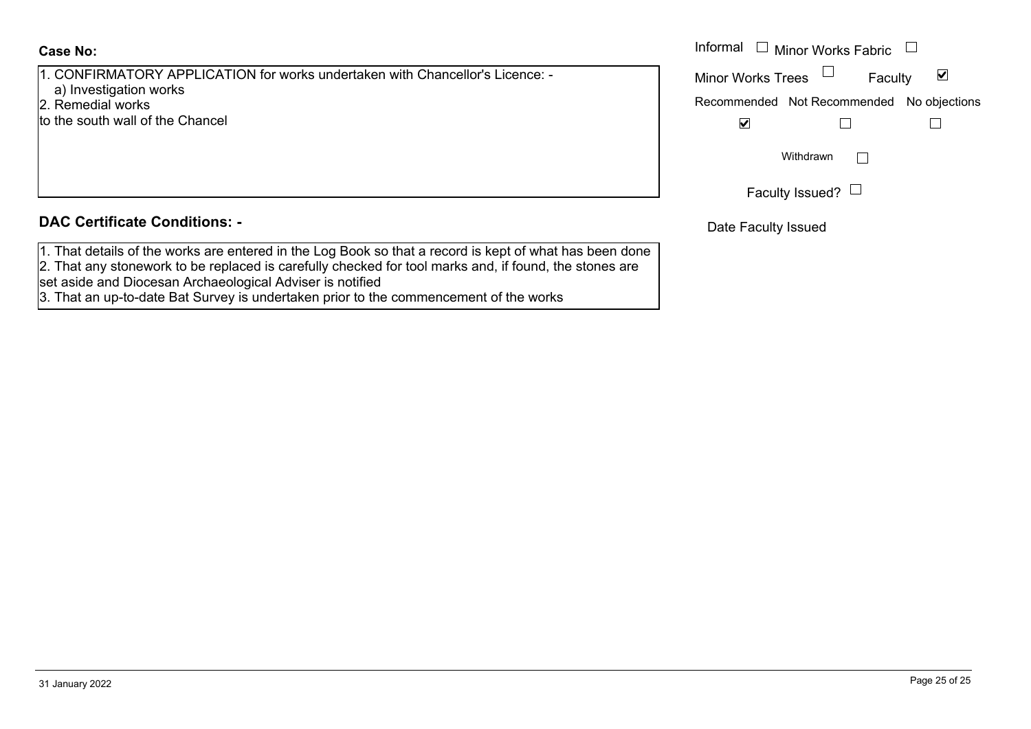**Case No:**

1. CONFIRMATORY APPLICATION for works undertaken with Chancellor's Licence: -
   a) Investigation works
2. Remedial works

to the south wall of the Chancel

Informal ☐ Minor Works Fabric ☐

Minor Works Trees ☐ Faculty ☑

| Recommended | Not Recommended | No objections |
| --- | --- | --- |
| ☑ | ☐ | ☐ |

Withdrawn ☐

Faculty Issued? ☐

Date Faculty Issued

**DAC Certificate Conditions: -**

1. That details of the works are entered in the Log Book so that a record is kept of what has been done
2. That any stonework to be replaced is carefully checked for tool marks and, if found, the stones are set aside and Diocesan Archaeological Adviser is notified
3. That an up-to-date Bat Survey is undertaken prior to the commencement of the works

31 January 2022